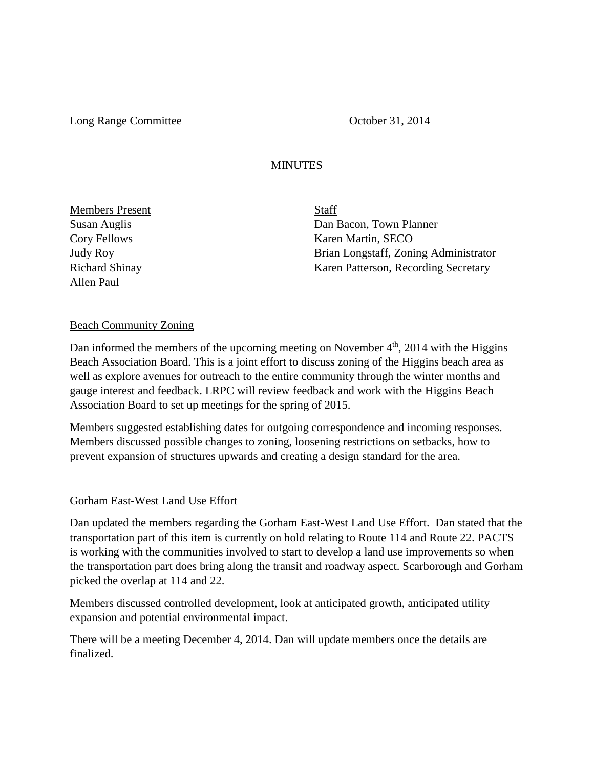Long Range Committee October 31, 2014

# MINUTES

| Members Present | Staff |
|---|---|
| Susan Auglis | Dan Bacon, Town Planner |
| Cory Fellows | Karen Martin, SECO |
| Judy Roy | Brian Longstaff, Zoning Administrator |
| Richard Shinay | Karen Patterson, Recording Secretary |
| Allen Paul | |

## Beach Community Zoning

Dan informed the members of the upcoming meeting on November 4th, 2014 with the Higgins Beach Association Board. This is a joint effort to discuss zoning of the Higgins beach area as well as explore avenues for outreach to the entire community through the winter months and gauge interest and feedback. LRPC will review feedback and work with the Higgins Beach Association Board to set up meetings for the spring of 2015.

Members suggested establishing dates for outgoing correspondence and incoming responses. Members discussed possible changes to zoning, loosening restrictions on setbacks, how to prevent expansion of structures upwards and creating a design standard for the area.

## Gorham East-West Land Use Effort

Dan updated the members regarding the Gorham East-West Land Use Effort. Dan stated that the transportation part of this item is currently on hold relating to Route 114 and Route 22. PACTS is working with the communities involved to start to develop a land use improvements so when the transportation part does bring along the transit and roadway aspect. Scarborough and Gorham picked the overlap at 114 and 22.

Members discussed controlled development, look at anticipated growth, anticipated utility expansion and potential environmental impact.

There will be a meeting December 4, 2014. Dan will update members once the details are finalized.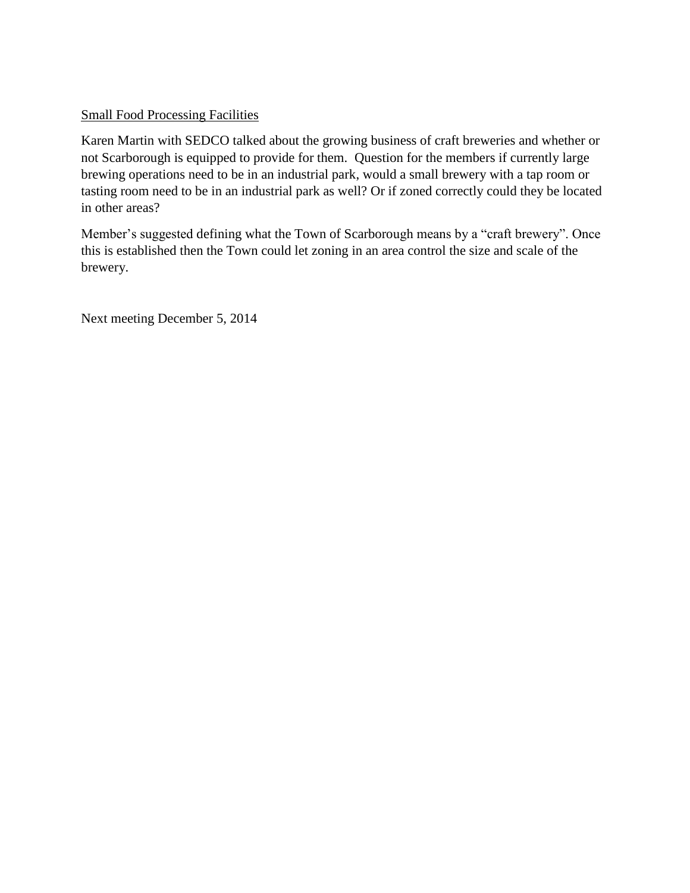<u>Small Food Processing Facilities</u>

Karen Martin with SEDCO talked about the growing business of craft breweries and whether or not Scarborough is equipped to provide for them. Question for the members if currently large brewing operations need to be in an industrial park, would a small brewery with a tap room or tasting room need to be in an industrial park as well? Or if zoned correctly could they be located in other areas?

Member's suggested defining what the Town of Scarborough means by a "craft brewery". Once this is established then the Town could let zoning in an area control the size and scale of the brewery.

Next meeting December 5, 2014